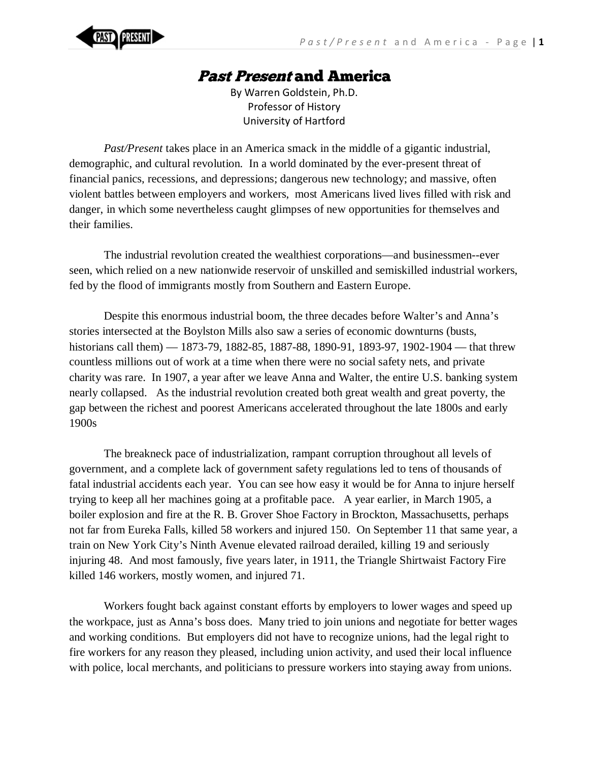# *Past Present* and America

By Warren Goldstein, Ph.D.
Professor of History
University of Hartford

*Past/Present* takes place in an America smack in the middle of a gigantic industrial, demographic, and cultural revolution. In a world dominated by the ever-present threat of financial panics, recessions, and depressions; dangerous new technology; and massive, often violent battles between employers and workers, most Americans lived lives filled with risk and danger, in which some nevertheless caught glimpses of new opportunities for themselves and their families.

The industrial revolution created the wealthiest corporations—and businessmen--ever seen, which relied on a new nationwide reservoir of unskilled and semiskilled industrial workers, fed by the flood of immigrants mostly from Southern and Eastern Europe.

Despite this enormous industrial boom, the three decades before Walter's and Anna's stories intersected at the Boylston Mills also saw a series of economic downturns (busts, historians call them) — 1873-79, 1882-85, 1887-88, 1890-91, 1893-97, 1902-1904 — that threw countless millions out of work at a time when there were no social safety nets, and private charity was rare. In 1907, a year after we leave Anna and Walter, the entire U.S. banking system nearly collapsed. As the industrial revolution created both great wealth and great poverty, the gap between the richest and poorest Americans accelerated throughout the late 1800s and early 1900s

The breakneck pace of industrialization, rampant corruption throughout all levels of government, and a complete lack of government safety regulations led to tens of thousands of fatal industrial accidents each year. You can see how easy it would be for Anna to injure herself trying to keep all her machines going at a profitable pace. A year earlier, in March 1905, a boiler explosion and fire at the R. B. Grover Shoe Factory in Brockton, Massachusetts, perhaps not far from Eureka Falls, killed 58 workers and injured 150. On September 11 that same year, a train on New York City's Ninth Avenue elevated railroad derailed, killing 19 and seriously injuring 48. And most famously, five years later, in 1911, the Triangle Shirtwaist Factory Fire killed 146 workers, mostly women, and injured 71.

Workers fought back against constant efforts by employers to lower wages and speed up the workpace, just as Anna's boss does. Many tried to join unions and negotiate for better wages and working conditions. But employers did not have to recognize unions, had the legal right to fire workers for any reason they pleased, including union activity, and used their local influence with police, local merchants, and politicians to pressure workers into staying away from unions.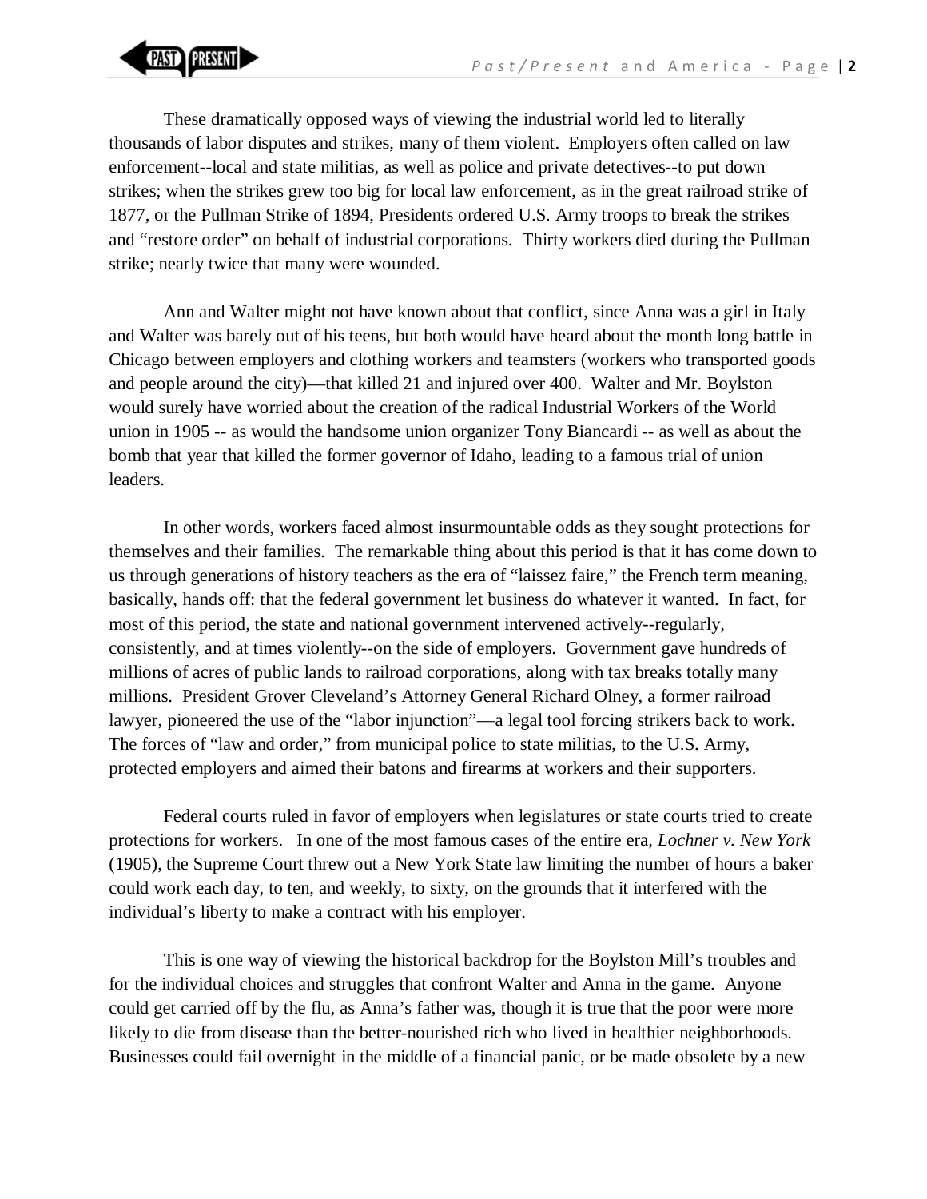These dramatically opposed ways of viewing the industrial world led to literally thousands of labor disputes and strikes, many of them violent. Employers often called on law enforcement--local and state militias, as well as police and private detectives--to put down strikes; when the strikes grew too big for local law enforcement, as in the great railroad strike of 1877, or the Pullman Strike of 1894, Presidents ordered U.S. Army troops to break the strikes and "restore order" on behalf of industrial corporations. Thirty workers died during the Pullman strike; nearly twice that many were wounded.

Ann and Walter might not have known about that conflict, since Anna was a girl in Italy and Walter was barely out of his teens, but both would have heard about the month long battle in Chicago between employers and clothing workers and teamsters (workers who transported goods and people around the city)—that killed 21 and injured over 400. Walter and Mr. Boylston would surely have worried about the creation of the radical Industrial Workers of the World union in 1905 -- as would the handsome union organizer Tony Biancardi -- as well as about the bomb that year that killed the former governor of Idaho, leading to a famous trial of union leaders.

In other words, workers faced almost insurmountable odds as they sought protections for themselves and their families. The remarkable thing about this period is that it has come down to us through generations of history teachers as the era of "laissez faire," the French term meaning, basically, hands off: that the federal government let business do whatever it wanted. In fact, for most of this period, the state and national government intervened actively--regularly, consistently, and at times violently--on the side of employers. Government gave hundreds of millions of acres of public lands to railroad corporations, along with tax breaks totally many millions. President Grover Cleveland's Attorney General Richard Olney, a former railroad lawyer, pioneered the use of the "labor injunction"—a legal tool forcing strikers back to work. The forces of "law and order," from municipal police to state militias, to the U.S. Army, protected employers and aimed their batons and firearms at workers and their supporters.

Federal courts ruled in favor of employers when legislatures or state courts tried to create protections for workers. In one of the most famous cases of the entire era, *Lochner v. New York* (1905), the Supreme Court threw out a New York State law limiting the number of hours a baker could work each day, to ten, and weekly, to sixty, on the grounds that it interfered with the individual's liberty to make a contract with his employer.

This is one way of viewing the historical backdrop for the Boylston Mill's troubles and for the individual choices and struggles that confront Walter and Anna in the game. Anyone could get carried off by the flu, as Anna's father was, though it is true that the poor were more likely to die from disease than the better-nourished rich who lived in healthier neighborhoods. Businesses could fail overnight in the middle of a financial panic, or be made obsolete by a new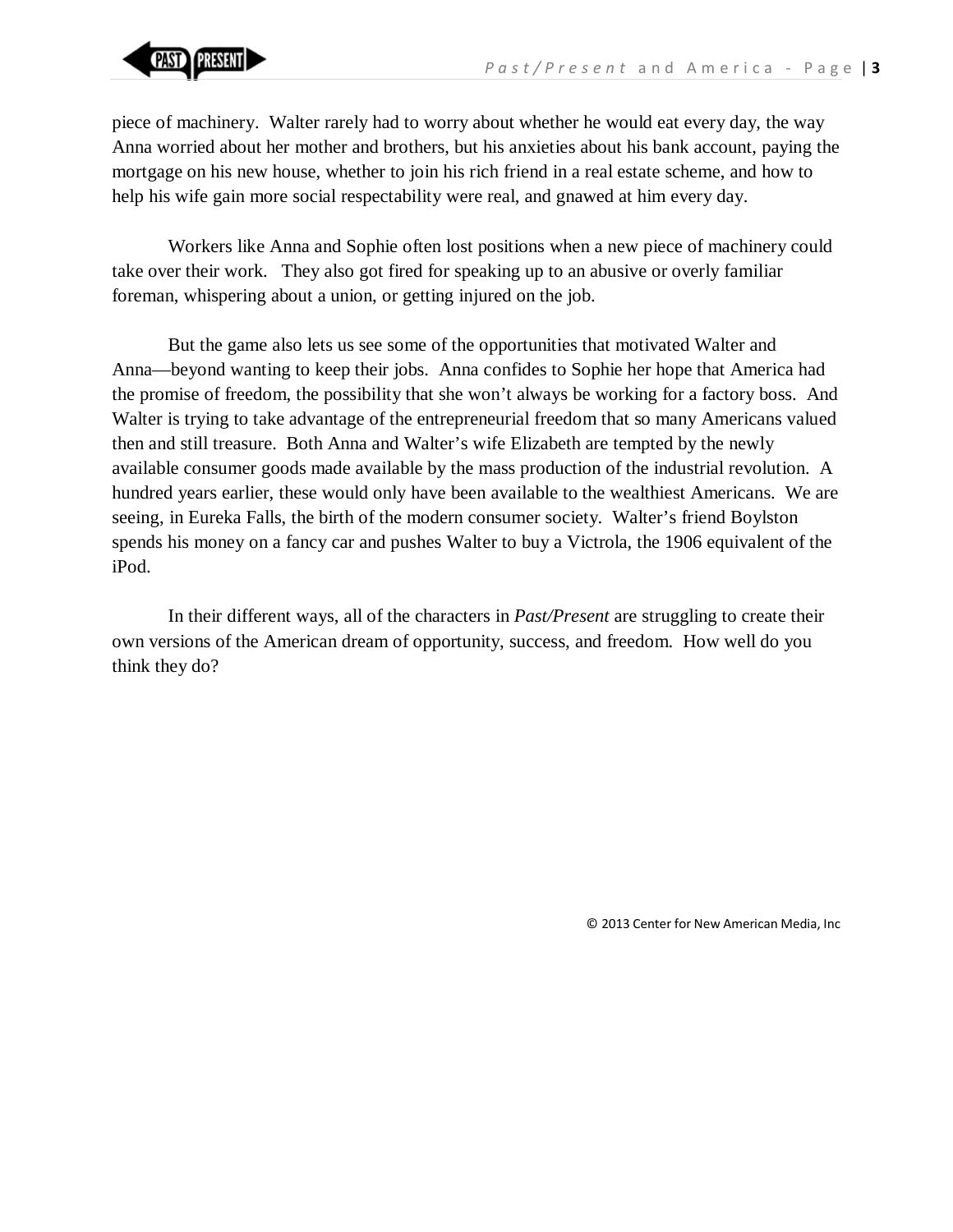piece of machinery. Walter rarely had to worry about whether he would eat every day, the way Anna worried about her mother and brothers, but his anxieties about his bank account, paying the mortgage on his new house, whether to join his rich friend in a real estate scheme, and how to help his wife gain more social respectability were real, and gnawed at him every day.

Workers like Anna and Sophie often lost positions when a new piece of machinery could take over their work. They also got fired for speaking up to an abusive or overly familiar foreman, whispering about a union, or getting injured on the job.

But the game also lets us see some of the opportunities that motivated Walter and Anna—beyond wanting to keep their jobs. Anna confides to Sophie her hope that America had the promise of freedom, the possibility that she won't always be working for a factory boss. And Walter is trying to take advantage of the entrepreneurial freedom that so many Americans valued then and still treasure. Both Anna and Walter's wife Elizabeth are tempted by the newly available consumer goods made available by the mass production of the industrial revolution. A hundred years earlier, these would only have been available to the wealthiest Americans. We are seeing, in Eureka Falls, the birth of the modern consumer society. Walter's friend Boylston spends his money on a fancy car and pushes Walter to buy a Victrola, the 1906 equivalent of the iPod.

In their different ways, all of the characters in *Past/Present* are struggling to create their own versions of the American dream of opportunity, success, and freedom. How well do you think they do?

© 2013 Center for New American Media, Inc